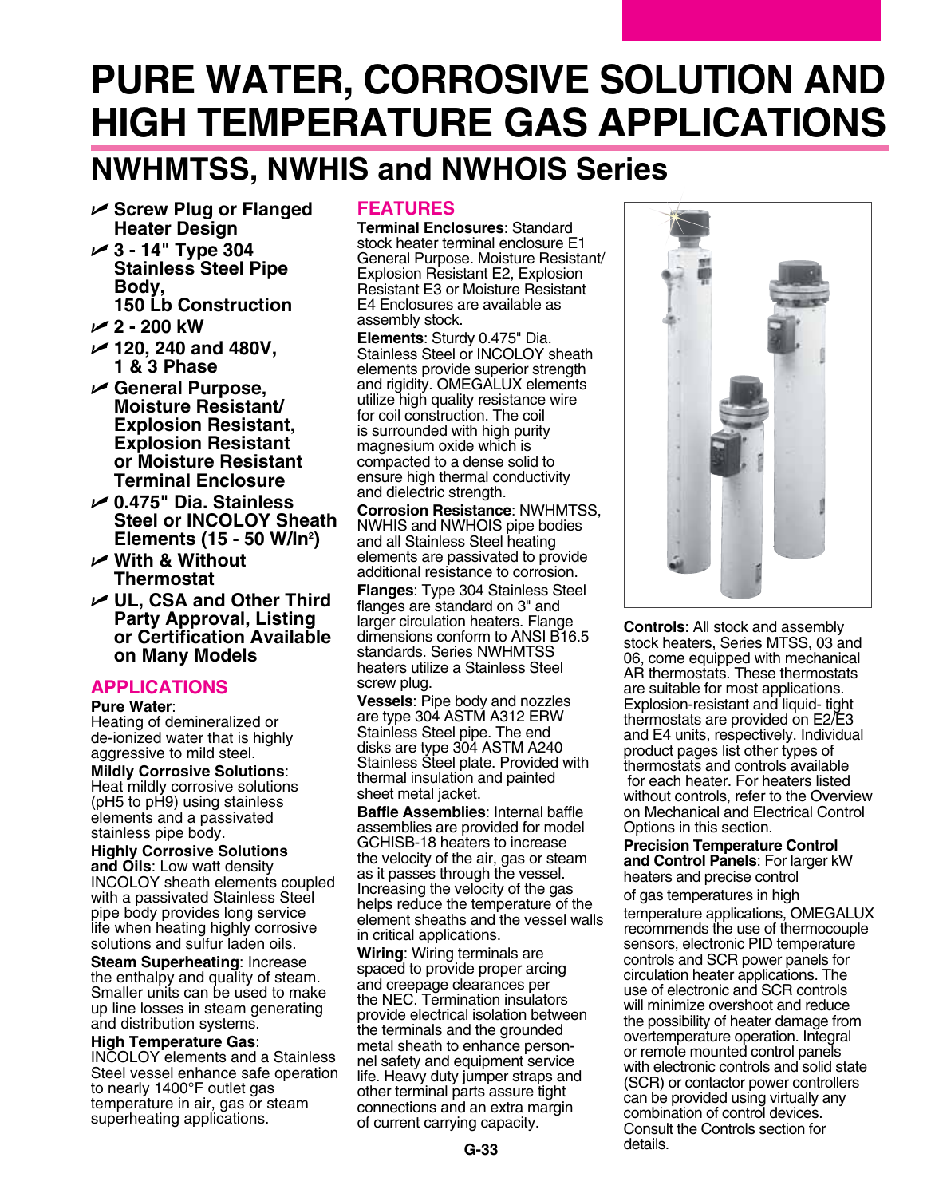# PURE WATER, CORROSIVE SOLUTION AND HIGH TEMPERATURE GAS APPLICATIONS

## NWHMTSS, NWHIS and NWHOIS Series

- **Screw Plug or Flanged Heater Design**
- **3 - 14" Type 304 Stainless Steel Pipe Body, 150 Lb Construction**
- **2 - 200 kW**
- **120, 240 and 480V, 1 & 3 Phase**
- **General Purpose, Moisture Resistant/ Explosion Resistant, Explosion Resistant or Moisture Resistant Terminal Enclosure**
- **0.475" Dia. Stainless Steel or INCOLOY Sheath Elements (15 - 50 W/In$^2$)**
- **With & Without Thermostat**
- **UL, CSA and Other Third Party Approval, Listing or Certification Available on Many Models**

### APPLICATIONS

**Pure Water**: Heating of demineralized or de-ionized water that is highly aggressive to mild steel.

**Mildly Corrosive Solutions**: Heat mildly corrosive solutions (pH5 to pH9) using stainless elements and a passivated stainless pipe body.

**Highly Corrosive Solutions and Oils**: Low watt density INCOLOY sheath elements coupled with a passivated Stainless Steel pipe body provides long service life when heating highly corrosive solutions and sulfur laden oils.

**Steam Superheating**: Increase the enthalpy and quality of steam. Smaller units can be used to make up line losses in steam generating and distribution systems.

**High Temperature Gas**: INCOLOY elements and a Stainless Steel vessel enhance safe operation to nearly 1400°F outlet gas temperature in air, gas or steam superheating applications.

### FEATURES

**Terminal Enclosures**: Standard stock heater terminal enclosure E1 General Purpose. Moisture Resistant/ Explosion Resistant E2, Explosion Resistant E3 or Moisture Resistant E4 Enclosures are available as assembly stock.

**Elements**: Sturdy 0.475" Dia. Stainless Steel or INCOLOY sheath elements provide superior strength and rigidity. OMEGALUX elements utilize high quality resistance wire for coil construction. The coil is surrounded with high purity magnesium oxide which is compacted to a dense solid to ensure high thermal conductivity and dielectric strength.

**Corrosion Resistance**: NWHMTSS, NWHIS and NWHOIS pipe bodies and all Stainless Steel heating elements are passivated to provide additional resistance to corrosion.

**Flanges**: Type 304 Stainless Steel flanges are standard on 3" and larger circulation heaters. Flange dimensions conform to ANSI B16.5 standards. Series NWHMTSS heaters utilize a Stainless Steel screw plug.

**Vessels**: Pipe body and nozzles are type 304 ASTM A312 ERW Stainless Steel pipe. The end disks are type 304 ASTM A240 Stainless Steel plate. Provided with thermal insulation and painted sheet metal jacket.

**Baffle Assemblies**: Internal baffle assemblies are provided for model GCHISB-18 heaters to increase the velocity of the air, gas or steam as it passes through the vessel. Increasing the velocity of the gas helps reduce the temperature of the element sheaths and the vessel walls in critical applications.

**Wiring**: Wiring terminals are spaced to provide proper arcing and creepage clearances per the NEC. Termination insulators provide electrical isolation between the terminals and the grounded metal sheath to enhance personnel safety and equipment service life. Heavy duty jumper straps and other terminal parts assure tight connections and an extra margin of current carrying capacity.

**Controls**: All stock and assembly stock heaters, Series MTSS, 03 and 06, come equipped with mechanical AR thermostats. These thermostats are suitable for most applications. Explosion-resistant and liquid- tight thermostats are provided on E2/E3 and E4 units, respectively. Individual product pages list other types of thermostats and controls available for each heater. For heaters listed without controls, refer to the Overview on Mechanical and Electrical Control Options in this section.

**Precision Temperature Control and Control Panels**: For larger kW heaters and precise control of gas temperatures in high temperature applications, OMEGALUX recommends the use of thermocouple sensors, electronic PID temperature controls and SCR power panels for circulation heater applications. The use of electronic and SCR controls will minimize overshoot and reduce the possibility of heater damage from overtemperature operation. Integral or remote mounted control panels with electronic controls and solid state (SCR) or contactor power controllers can be provided using virtually any combination of control devices. Consult the Controls section for details.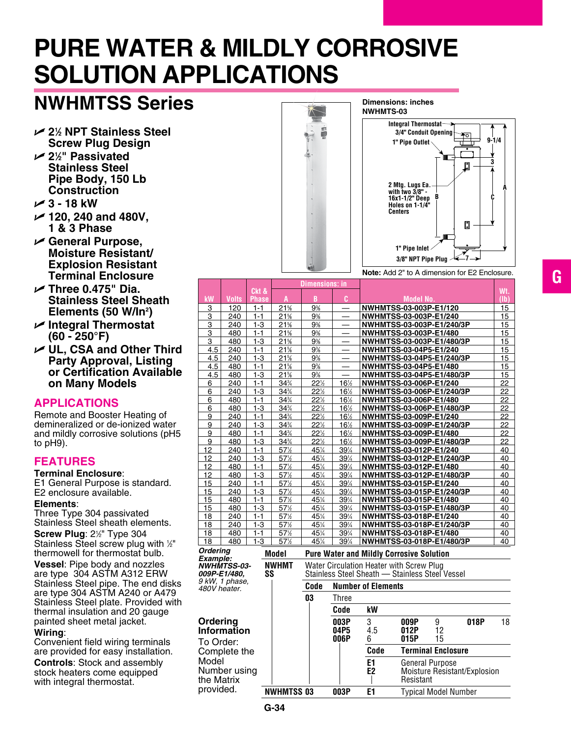# PURE WATER & MILDLY CORROSIVE SOLUTION APPLICATIONS

## NWHMTSS Series

- 2½ NPT Stainless Steel Screw Plug Design
- 2½" Passivated Stainless Steel Pipe Body, 150 Lb Construction
- 3 - 18 kW
- 120, 240 and 480V, 1 & 3 Phase
- General Purpose, Moisture Resistant/ Explosion Resistant Terminal Enclosure
- Three 0.475" Dia. Stainless Steel Sheath Elements (50 W/In²)
- Integral Thermostat (60 - 250°F)
- UL, CSA and Other Third Party Approval, Listing or Certification Available on Many Models

### APPLICATIONS

Remote and Booster Heating of demineralized or de-ionized water and mildly corrosive solutions (pH5 to pH9).

### FEATURES

**Terminal Enclosure**:
E1 General Purpose is standard. E2 enclosure available.

**Elements**:
Three Type 304 passivated Stainless Steel sheath elements.

**Screw Plug**: 2½" Type 304 Stainless Steel screw plug with ½" thermowell for thermostat bulb.

**Vessel**: Pipe body and nozzles are type 304 ASTM A312 ERW Stainless Steel pipe. The end disks are type 304 ASTM A240 or A479 Stainless Steel plate. Provided with thermal insulation and 20 gauge painted sheet metal jacket.

**Wiring**:
Convenient field wiring terminals are provided for easy installation.

**Controls**: Stock and assembly stock heaters come equipped with integral thermostat.

**Dimensions: inches**
**NWHMTS-03**

Integral Thermostat; 3/4" Conduit Opening; 1" Pipe Outlet; 9-1/4; 3; A; B; C; 2 Mtg. Lugs Ea. with two 3/8" - 16x1-1/2" Deep Holes on 1-1/4" Centers; 1" Pipe Inlet; 3/8" NPT Pipe Plug; 7

**Note:** Add 2" to A dimension for E2 Enclosure.

| kW | Volts | Ckt & Phase | Dimensions: in A | B | C | Model No. | Wt. (lb) |
|---|---|---|---|---|---|---|---|
| 3 | 120 | 1-1 | 21⅝ | 9⅜ | — | NWHMTSS-03-003P-E1/120 | 15 |
| 3 | 240 | 1-1 | 21⅝ | 9⅜ | — | NWHMTSS-03-003P-E1/240 | 15 |
| 3 | 240 | 1-3 | 21⅝ | 9⅜ | — | NWHMTSS-03-003P-E1/240/3P | 15 |
| 3 | 480 | 1-1 | 21⅝ | 9⅜ | — | NWHMTSS-03-003P-E1/480 | 15 |
| 3 | 480 | 1-3 | 21⅝ | 9⅜ | — | NWHMTSS-03-003P-E1/480/3P | 15 |
| 4.5 | 240 | 1-1 | 21⅝ | 9⅜ | — | NWHMTSS-03-04P5-E1/240 | 15 |
| 4.5 | 240 | 1-3 | 21⅝ | 9⅜ | — | NWHMTSS-03-04P5-E1/240/3P | 15 |
| 4.5 | 480 | 1-1 | 21⅝ | 9⅜ | — | NWHMTSS-03-04P5-E1/480 | 15 |
| 4.5 | 480 | 1-3 | 21⅝ | 9⅜ | — | NWHMTSS-03-04P5-E1/480/3P | 15 |
| 6 | 240 | 1-1 | 34¾ | 22½ | 16½ | NWHMTSS-03-006P-E1/240 | 22 |
| 6 | 240 | 1-3 | 34¾ | 22½ | 16½ | NWHMTSS-03-006P-E1/240/3P | 22 |
| 6 | 480 | 1-1 | 34¾ | 22½ | 16½ | NWHMTSS-03-006P-E1/480 | 22 |
| 6 | 480 | 1-3 | 34¾ | 22½ | 16½ | NWHMTSS-03-006P-E1/480/3P | 22 |
| 9 | 240 | 1-1 | 34¾ | 22½ | 16½ | NWHMTSS-03-009P-E1/240 | 22 |
| 9 | 240 | 1-3 | 34¾ | 22½ | 16½ | NWHMTSS-03-009P-E1/240/3P | 22 |
| 9 | 480 | 1-1 | 34¾ | 22½ | 16½ | NWHMTSS-03-009P-E1/480 | 22 |
| 9 | 480 | 1-3 | 34¾ | 22½ | 16½ | NWHMTSS-03-009P-E1/480/3P | 22 |
| 12 | 240 | 1-1 | 57½ | 45¼ | 39¼ | NWHMTSS-03-012P-E1/240 | 40 |
| 12 | 240 | 1-3 | 57½ | 45¼ | 39¼ | NWHMTSS-03-012P-E1/240/3P | 40 |
| 12 | 480 | 1-1 | 57½ | 45¼ | 39¼ | NWHMTSS-03-012P-E1/480 | 40 |
| 12 | 480 | 1-3 | 57½ | 45¼ | 39¼ | NWHMTSS-03-012P-E1/480/3P | 40 |
| 15 | 240 | 1-1 | 57½ | 45¼ | 39¼ | NWHMTSS-03-015P-E1/240 | 40 |
| 15 | 240 | 1-3 | 57½ | 45¼ | 39¼ | NWHMTSS-03-015P-E1/240/3P | 40 |
| 15 | 480 | 1-1 | 57½ | 45¼ | 39¼ | NWHMTSS-03-015P-E1/480 | 40 |
| 15 | 480 | 1-3 | 57½ | 45¼ | 39¼ | NWHMTSS-03-015P-E1/480/3P | 40 |
| 18 | 240 | 1-1 | 57½ | 45¼ | 39¼ | NWHMTSS-03-018P-E1/240 | 40 |
| 18 | 240 | 1-3 | 57½ | 45¼ | 39¼ | NWHMTSS-03-018P-E1/240/3P | 40 |
| 18 | 480 | 1-1 | 57½ | 45¼ | 39¼ | NWHMTSS-03-018P-E1/480 | 40 |
| 18 | 480 | 1-3 | 57½ | 45¼ | 39¼ | NWHMTSS-03-018P-E1/480/3P | 40 |

***Ordering Example:*** *NWHMTSS-03-009P-E1/480, 9 kW, 1 phase, 480V heater.*

### Ordering Information

To Order: Complete the Model Number using the Matrix provided.

**Model** — **Pure Water and Mildly Corrosive Solution**

**NWHMT SS** — Water Circulation Heater with Screw Plug Stainless Steel Sheath — Stainless Steel Vessel

| Code | Number of Elements |
|---|---|
| 03 | Three |

| Code | kW | Code | kW | Code | kW |
|---|---|---|---|---|---|
| 003P | 3 | 009P | 9 | 018P | 18 |
| 04P5 | 4.5 | 012P | 12 | | |
| 006P | 6 | 015P | 15 | | |

| Code | Terminal Enclosure |
|---|---|
| E1 | General Purpose |
| E2 | Moisture Resistant/Explosion Resistant |

**NWHMTSS 03 003P E1** — Typical Model Number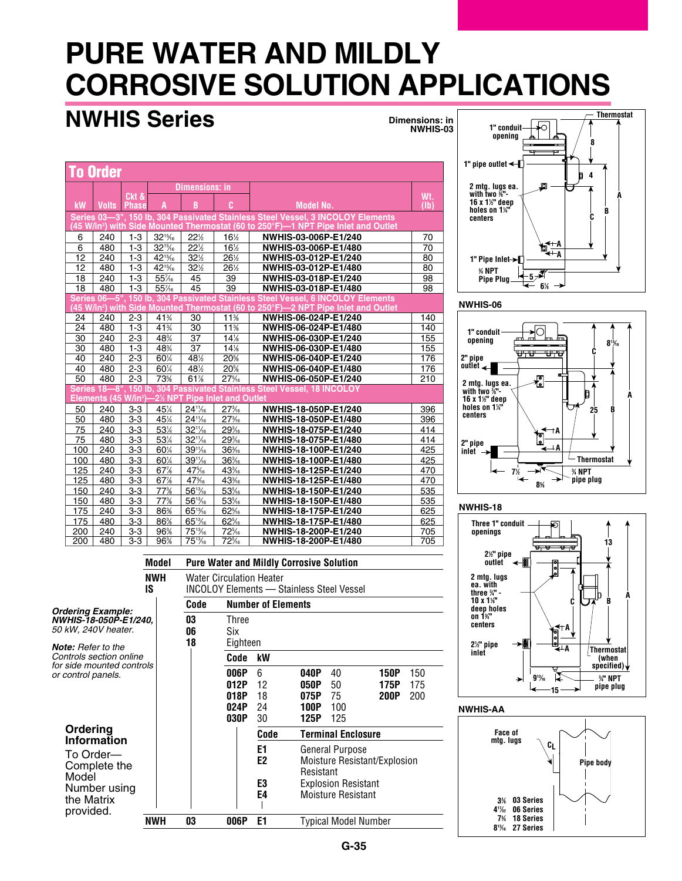# PURE WATER AND MILDLY CORROSIVE SOLUTION APPLICATIONS

## NWHIS Series

### To Order

| kW | Volts | Ckt & Phase | Dimensions: in A | B | C | Model No. | Wt. (lb) |
|---|---|---|---|---|---|---|---|
| **Series 03—3", 150 lb, 304 Passivated Stainless Steel Vessel, 3 INCOLOY Elements (45 W/in²) with Side Mounted Thermostat (60 to 250°F)—1 NPT Pipe Inlet and Outlet** | | | | | | | |
| 6 | 240 | 1-3 | 32¹⁵⁄₁₆ | 22½ | 16½ | NWHIS-03-006P-E1/240 | 70 |
| 6 | 480 | 1-3 | 32¹⁵⁄₁₆ | 22½ | 16½ | NWHIS-03-006P-E1/480 | 70 |
| 12 | 240 | 1-3 | 42¹⁵⁄₁₆ | 32½ | 26½ | NWHIS-03-012P-E1/240 | 80 |
| 12 | 480 | 1-3 | 42¹⁵⁄₁₆ | 32½ | 26½ | NWHIS-03-012P-E1/480 | 80 |
| 18 | 240 | 1-3 | 55⁷⁄₁₆ | 45 | 39 | NWHIS-03-018P-E1/240 | 98 |
| 18 | 480 | 1-3 | 55⁷⁄₁₆ | 45 | 39 | NWHIS-03-018P-E1/480 | 98 |
| **Series 06—5", 150 lb, 304 Passivated Stainless Steel Vessel, 6 INCOLOY Elements (45 W/in²) with Side Mounted Thermostat (60 to 250°F)—2 NPT Pipe Inlet and Outlet** | | | | | | | |
| 24 | 240 | 2-3 | 41¾ | 30 | 11⅝ | NWHIS-06-024P-E1/240 | 140 |
| 24 | 480 | 1-3 | 41¾ | 30 | 11⅝ | NWHIS-06-024P-E1/480 | 140 |
| 30 | 240 | 2-3 | 48¾ | 37 | 14⅛ | NWHIS-06-030P-E1/240 | 155 |
| 30 | 480 | 1-3 | 48¾ | 37 | 14⅛ | NWHIS-06-030P-E1/480 | 155 |
| 40 | 240 | 2-3 | 60¼ | 48½ | 20⅝ | NWHIS-06-040P-E1/240 | 176 |
| 40 | 480 | 2-3 | 60¼ | 48½ | 20⅝ | NWHIS-06-040P-E1/480 | 176 |
| 50 | 480 | 2-3 | 73⅝ | 61⅞ | 27⁹⁄₁₆ | NWHIS-06-050P-E1/240 | 210 |
| **Series 18—8", 150 lb, 304 Passivated Stainless Steel Vessel, 18 INCOLOY Elements (45 W/in²)—2½ NPT Pipe Inlet and Outlet** | | | | | | | |
| 50 | 240 | 3-3 | 45¼ | 24¹¹⁄₁₆ | 27³⁄₁₆ | NWHIS-18-050P-E1/240 | 396 |
| 50 | 480 | 3-3 | 45¼ | 24¹¹⁄₁₆ | 27³⁄₁₆ | NWHIS-18-050P-E1/480 | 396 |
| 75 | 240 | 3-3 | 53¼ | 32¹¹⁄₁₆ | 29³⁄₁₆ | NWHIS-18-075P-E1/240 | 414 |
| 75 | 480 | 3-3 | 53¼ | 32¹¹⁄₁₆ | 29³⁄₁₆ | NWHIS-18-075P-E1/480 | 414 |
| 100 | 240 | 3-3 | 60¼ | 39¹¹⁄₁₆ | 36³⁄₁₆ | NWHIS-18-100P-E1/240 | 425 |
| 100 | 480 | 3-3 | 60¼ | 39¹¹⁄₁₆ | 36³⁄₁₆ | NWHIS-18-100P-E1/480 | 425 |
| 125 | 240 | 3-3 | 67⅞ | 47⁵⁄₁₆ | 43³⁄₁₆ | NWHIS-18-125P-E1/240 | 470 |
| 125 | 480 | 3-3 | 67⅞ | 47⁵⁄₁₆ | 43³⁄₁₆ | NWHIS-18-125P-E1/480 | 470 |
| 150 | 240 | 3-3 | 77⅞ | 56¹³⁄₁₆ | 53³⁄₁₆ | NWHIS-18-150P-E1/240 | 535 |
| 150 | 480 | 3-3 | 77⅞ | 56¹³⁄₁₆ | 53³⁄₁₆ | NWHIS-18-150P-E1/480 | 535 |
| 175 | 240 | 3-3 | 86⅜ | 65¹³⁄₁₆ | 62³⁄₁₆ | NWHIS-18-175P-E1/240 | 625 |
| 175 | 480 | 3-3 | 86⅜ | 65¹³⁄₁₆ | 62³⁄₁₆ | NWHIS-18-175P-E1/480 | 625 |
| 200 | 240 | 3-3 | 96⅜ | 75¹³⁄₁₆ | 72³⁄₁₆ | NWHIS-18-200P-E1/240 | 705 |
| 200 | 480 | 3-3 | 96⅜ | 75¹³⁄₁₆ | 72³⁄₁₆ | NWHIS-18-200P-E1/480 | 705 |

### Ordering Information

To Order—Complete the Model Number using the Matrix provided.

***Ordering Example:* *NWHIS-18-050P-E1/240,*** *50 kW, 240V heater.*

***Note:*** *Refer to the Controls section online for side mounted controls or control panels.*

**Model — Pure Water and Mildly Corrosive Solution**

**NWH IS** — Water Circulation Heater, INCOLOY Elements — Stainless Steel Vessel

| Code | Number of Elements |
|---|---|
| 03 | Three |
| 06 | Six |
| 18 | Eighteen |

| Code | kW | Code | kW | Code | kW |
|---|---|---|---|---|---|
| 006P | 6 | 040P | 40 | 150P | 150 |
| 012P | 12 | 050P | 50 | 175P | 175 |
| 018P | 18 | 075P | 75 | 200P | 200 |
| 024P | 24 | 100P | 100 | | |
| 030P | 30 | 125P | 125 | | |

| Code | Terminal Enclosure |
|---|---|
| E1 | General Purpose |
| E2 | Moisture Resistant/Explosion Resistant |
| E3 | Explosion Resistant |
| E4 | Moisture Resistant |

**NWH 03 006P E1** — Typical Model Number

### Dimensions: in

**NWHIS-03**

Thermostat; 1" conduit opening; 8; 1" pipe outlet; 4; 2 mtg. lugs ea. with two ⅜"-16 x 1½" deep holes on 1¼" centers; A; B; C; A; A; 1" Pipe Inlet; ¾ NPT Pipe Plug; 5; 6⅛

**NWHIS-06**

1" conduit opening; 8¹³⁄₁₆; C; 2" pipe outlet; 2 mtg. lugs ea. with two ⅜"-16 x 1½" deep holes on 1¼" centers; A; 25; B; A; A; 2" pipe inlet; Thermostat; 7½; ¾ NPT pipe plug; 8⅜

**NWHIS-18**

Three 1" conduit openings; 13; 2½" pipe outlet; 2 mtg. lugs ea. with three ¾"-10 x 1⅛" deep holes on 1¾" centers; C; B; A; A; A; 2½" pipe inlet; Thermostat (when specified); 9¹³⁄₁₆; ¾" NPT pipe plug; 15

**NWHIS-AA**

Face of mtg. lugs; $C_L$; Pipe body

3⅜ — 03 Series
4¹⁷⁄₃₂ — 06 Series
7¾ — 18 Series
8¹³⁄₁₆ — 27 Series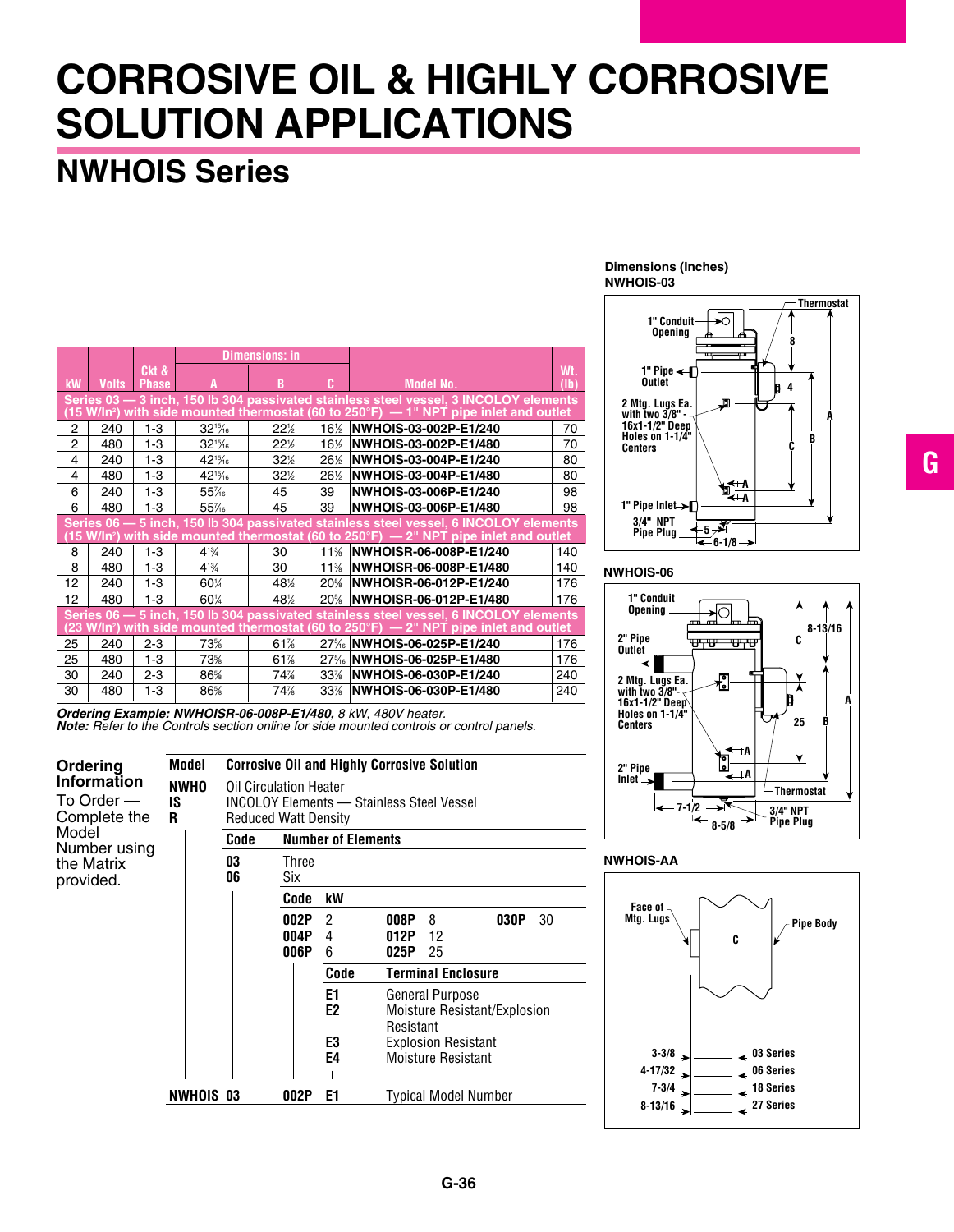# CORROSIVE OIL & HIGHLY CORROSIVE SOLUTION APPLICATIONS

## NWHOIS Series

| kW | Volts | Ckt & Phase | Dimensions: in A | B | C | Model No. | Wt. (lb) |
|---|---|---|---|---|---|---|---|
| **Series 03 — 3 inch, 150 lb 304 passivated stainless steel vessel, 3 INCOLOY elements (15 W/In²) with side mounted thermostat (60 to 250°F) — 1" NPT pipe inlet and outlet** | | | | | | | |
| 2 | 240 | 1-3 | 32¹⁵⁄₁₆ | 22½ | 16½ | NWHOIS-03-002P-E1/240 | 70 |
| 2 | 480 | 1-3 | 32¹⁵⁄₁₆ | 22½ | 16½ | NWHOIS-03-002P-E1/480 | 70 |
| 4 | 240 | 1-3 | 42¹⁵⁄₁₆ | 32½ | 26½ | NWHOIS-03-004P-E1/240 | 80 |
| 4 | 480 | 1-3 | 42¹⁵⁄₁₆ | 32½ | 26½ | NWHOIS-03-004P-E1/480 | 80 |
| 6 | 240 | 1-3 | 55⁷⁄₁₆ | 45 | 39 | NWHOIS-03-006P-E1/240 | 98 |
| 6 | 480 | 1-3 | 55⁷⁄₁₆ | 45 | 39 | NWHOIS-03-006P-E1/480 | 98 |
| **Series 06 — 5 inch, 150 lb 304 passivated stainless steel vessel, 6 INCOLOY elements (15 W/In²) with side mounted thermostat (60 to 250°F) — 2" NPT pipe inlet and outlet** | | | | | | | |
| 8 | 240 | 1-3 | 41¾ | 30 | 11⅜ | NWHOISR-06-008P-E1/240 | 140 |
| 8 | 480 | 1-3 | 41¾ | 30 | 11⅜ | NWHOISR-06-008P-E1/480 | 140 |
| 12 | 240 | 1-3 | 60¼ | 48½ | 20⅝ | NWHOISR-06-012P-E1/240 | 176 |
| 12 | 480 | 1-3 | 60¼ | 48½ | 20⅝ | NWHOISR-06-012P-E1/480 | 176 |
| **Series 06 — 5 inch, 150 lb 304 passivated stainless steel vessel, 6 INCOLOY elements (23 W/In²) with side mounted thermostat (60 to 250°F) — 2" NPT pipe inlet and outlet** | | | | | | | |
| 25 | 240 | 2-3 | 73⅝ | 61⅞ | 27⁵⁄₁₆ | NWHOIS-06-025P-E1/240 | 176 |
| 25 | 480 | 1-3 | 73⅝ | 61⅞ | 27⁵⁄₁₆ | NWHOIS-06-025P-E1/480 | 176 |
| 30 | 240 | 2-3 | 86⅝ | 74⅞ | 33¾ | NWHOIS-06-030P-E1/240 | 240 |
| 30 | 480 | 1-3 | 86⅝ | 74⅞ | 33¾ | NWHOIS-06-030P-E1/480 | 240 |

***Ordering Example: NWHOISR-06-008P-E1/480,*** *8 kW, 480V heater.*
***Note:*** *Refer to the Controls section online for side mounted controls or control panels.*

### Ordering Information

To Order — Complete the Model Number using the Matrix provided.

**Model** — **Corrosive Oil and Highly Corrosive Solution**

- **NWHO** — Oil Circulation Heater
- **IS** — INCOLOY Elements — Stainless Steel Vessel
- **R** — Reduced Watt Density

| Code | Number of Elements |
|---|---|
| **03** | Three |
| **06** | Six |

| Code | kW | Code | kW | Code | kW |
|---|---|---|---|---|---|
| **002P** | 2 | **008P** | 8 | **030P** | 30 |
| **004P** | 4 | **012P** | 12 | | |
| **006P** | 6 | **025P** | 25 | | |

| Code | Terminal Enclosure |
|---|---|
| **E1** | General Purpose |
| **E2** | Moisture Resistant/Explosion Resistant |
| **E3** | Explosion Resistant |
| **E4** | Moisture Resistant |

**NWHOIS 03 002P E1** — Typical Model Number

**Dimensions (Inches)**

**NWHOIS-03**

Thermostat
1" Conduit Opening
8
1" Pipe Outlet
4
2 Mtg. Lugs Ea. with two 3/8" - 16x1-1/2" Deep Holes on 1-1/4" Centers
A
B
C
A
A
1" Pipe Inlet
3/4" NPT Pipe Plug
5
6-1/8

**NWHOIS-06**

1" Conduit Opening
8-13/16
C
2" Pipe Outlet
2 Mtg. Lugs Ea. with two 3/8"-16x1-1/2" Deep Holes on 1-1/4" Centers
A
25
B
A
A
2" Pipe Inlet
Thermostat
7-1/2
8-5/8
3/4" NPT Pipe Plug

**NWHOIS-AA**

Face of Mtg. Lugs
Pipe Body
C
3-3/8 — 03 Series
4-17/32 — 06 Series
7-3/4 — 18 Series
8-13/16 — 27 Series